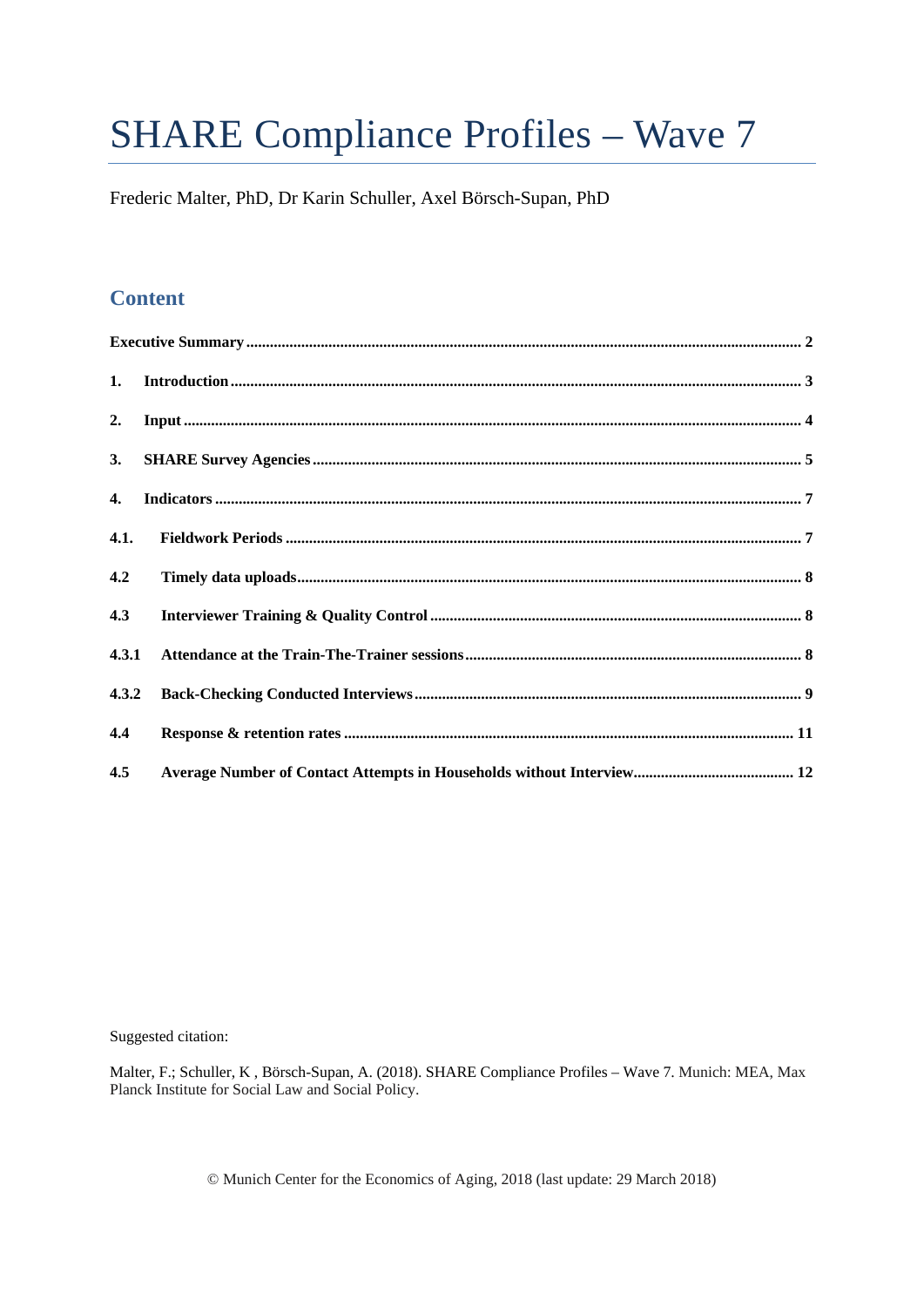# SHARE Compliance Profiles – Wave 7

Frederic Malter, PhD, Dr Karin Schuller, Axel Börsch-Supan, PhD

## Content

**Executive Summary** ........................................................................................................ **2**

**1. Introduction** ........................................................................................................ **3**

**2. Input** ........................................................................................................ **4**

**3. SHARE Survey Agencies** ........................................................................................................ **5**

**4. Indicators** ........................................................................................................ **7**

**4.1. Fieldwork Periods** ........................................................................................................ **7**

**4.2 Timely data uploads** ........................................................................................................ **8**

**4.3 Interviewer Training & Quality Control** ........................................................................................................ **8**

**4.3.1 Attendance at the Train-The-Trainer sessions** ........................................................................................................ **8**

**4.3.2 Back-Checking Conducted Interviews** ........................................................................................................ **9**

**4.4 Response & retention rates** ........................................................................................................ **11**

**4.5 Average Number of Contact Attempts in Households without Interview** ........................................................................................................ **12**

Suggested citation:

Malter, F.; Schuller, K , Börsch-Supan, A. (2018). SHARE Compliance Profiles – Wave 7. Munich: MEA, Max Planck Institute for Social Law and Social Policy.

© Munich Center for the Economics of Aging, 2018 (last update: 29 March 2018)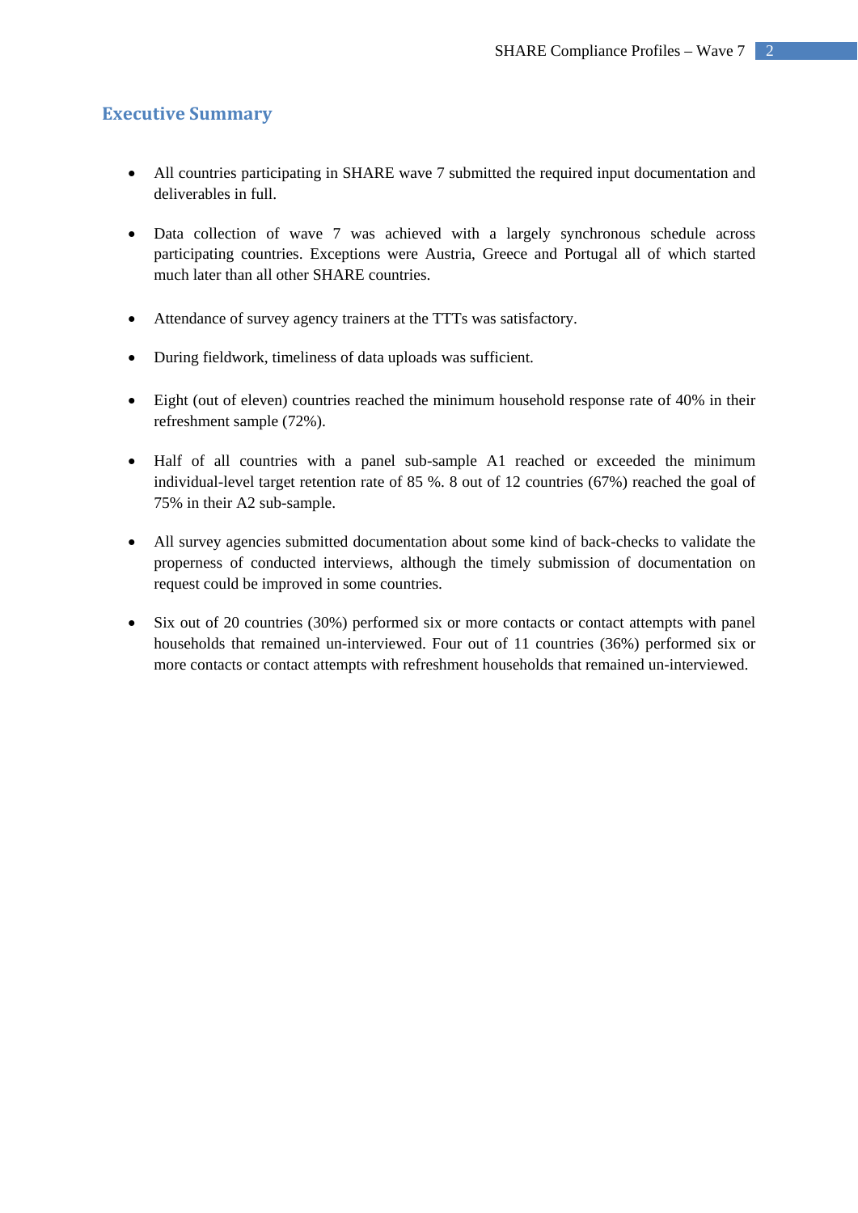## Executive Summary

- All countries participating in SHARE wave 7 submitted the required input documentation and deliverables in full.

- Data collection of wave 7 was achieved with a largely synchronous schedule across participating countries. Exceptions were Austria, Greece and Portugal all of which started much later than all other SHARE countries.

- Attendance of survey agency trainers at the TTTs was satisfactory.

- During fieldwork, timeliness of data uploads was sufficient.

- Eight (out of eleven) countries reached the minimum household response rate of 40% in their refreshment sample (72%).

- Half of all countries with a panel sub-sample A1 reached or exceeded the minimum individual-level target retention rate of 85 %. 8 out of 12 countries (67%) reached the goal of 75% in their A2 sub-sample.

- All survey agencies submitted documentation about some kind of back-checks to validate the properness of conducted interviews, although the timely submission of documentation on request could be improved in some countries.

- Six out of 20 countries (30%) performed six or more contacts or contact attempts with panel households that remained un-interviewed. Four out of 11 countries (36%) performed six or more contacts or contact attempts with refreshment households that remained un-interviewed.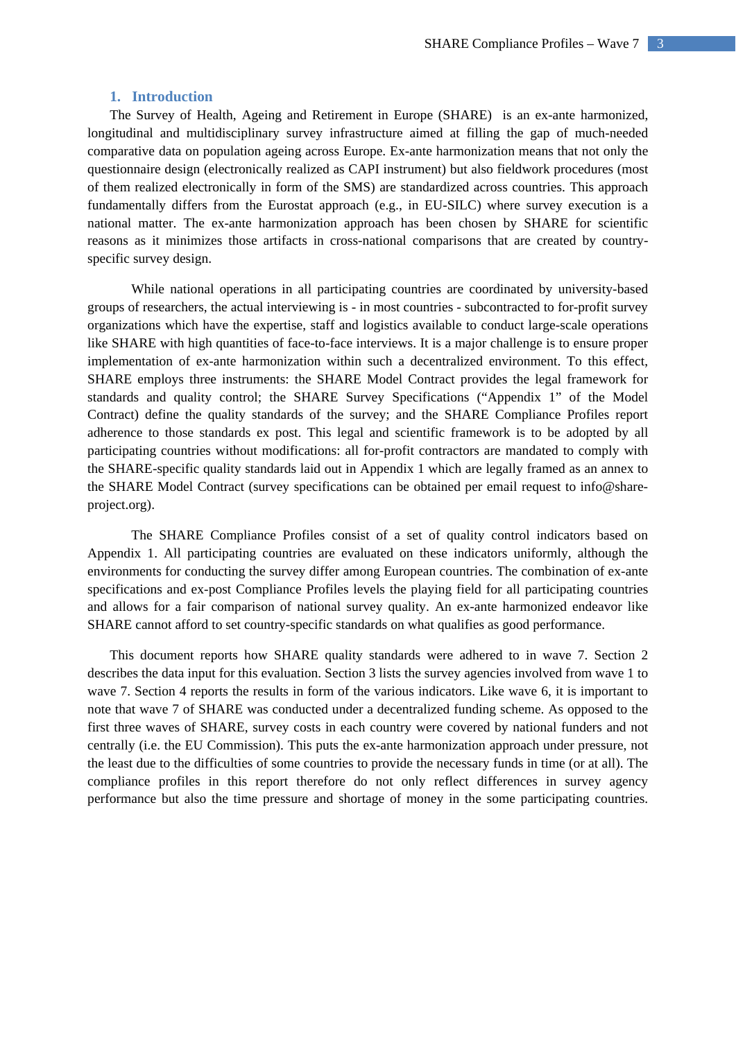## 1. Introduction

The Survey of Health, Ageing and Retirement in Europe (SHARE) is an ex-ante harmonized, longitudinal and multidisciplinary survey infrastructure aimed at filling the gap of much-needed comparative data on population ageing across Europe. Ex-ante harmonization means that not only the questionnaire design (electronically realized as CAPI instrument) but also fieldwork procedures (most of them realized electronically in form of the SMS) are standardized across countries. This approach fundamentally differs from the Eurostat approach (e.g., in EU-SILC) where survey execution is a national matter. The ex-ante harmonization approach has been chosen by SHARE for scientific reasons as it minimizes those artifacts in cross-national comparisons that are created by country-specific survey design.

While national operations in all participating countries are coordinated by university-based groups of researchers, the actual interviewing is - in most countries - subcontracted to for-profit survey organizations which have the expertise, staff and logistics available to conduct large-scale operations like SHARE with high quantities of face-to-face interviews. It is a major challenge is to ensure proper implementation of ex-ante harmonization within such a decentralized environment. To this effect, SHARE employs three instruments: the SHARE Model Contract provides the legal framework for standards and quality control; the SHARE Survey Specifications ("Appendix 1" of the Model Contract) define the quality standards of the survey; and the SHARE Compliance Profiles report adherence to those standards ex post. This legal and scientific framework is to be adopted by all participating countries without modifications: all for-profit contractors are mandated to comply with the SHARE-specific quality standards laid out in Appendix 1 which are legally framed as an annex to the SHARE Model Contract (survey specifications can be obtained per email request to info@share-project.org).

The SHARE Compliance Profiles consist of a set of quality control indicators based on Appendix 1. All participating countries are evaluated on these indicators uniformly, although the environments for conducting the survey differ among European countries. The combination of ex-ante specifications and ex-post Compliance Profiles levels the playing field for all participating countries and allows for a fair comparison of national survey quality. An ex-ante harmonized endeavor like SHARE cannot afford to set country-specific standards on what qualifies as good performance.

This document reports how SHARE quality standards were adhered to in wave 7. Section 2 describes the data input for this evaluation. Section 3 lists the survey agencies involved from wave 1 to wave 7. Section 4 reports the results in form of the various indicators. Like wave 6, it is important to note that wave 7 of SHARE was conducted under a decentralized funding scheme. As opposed to the first three waves of SHARE, survey costs in each country were covered by national funders and not centrally (i.e. the EU Commission). This puts the ex-ante harmonization approach under pressure, not the least due to the difficulties of some countries to provide the necessary funds in time (or at all). The compliance profiles in this report therefore do not only reflect differences in survey agency performance but also the time pressure and shortage of money in the some participating countries.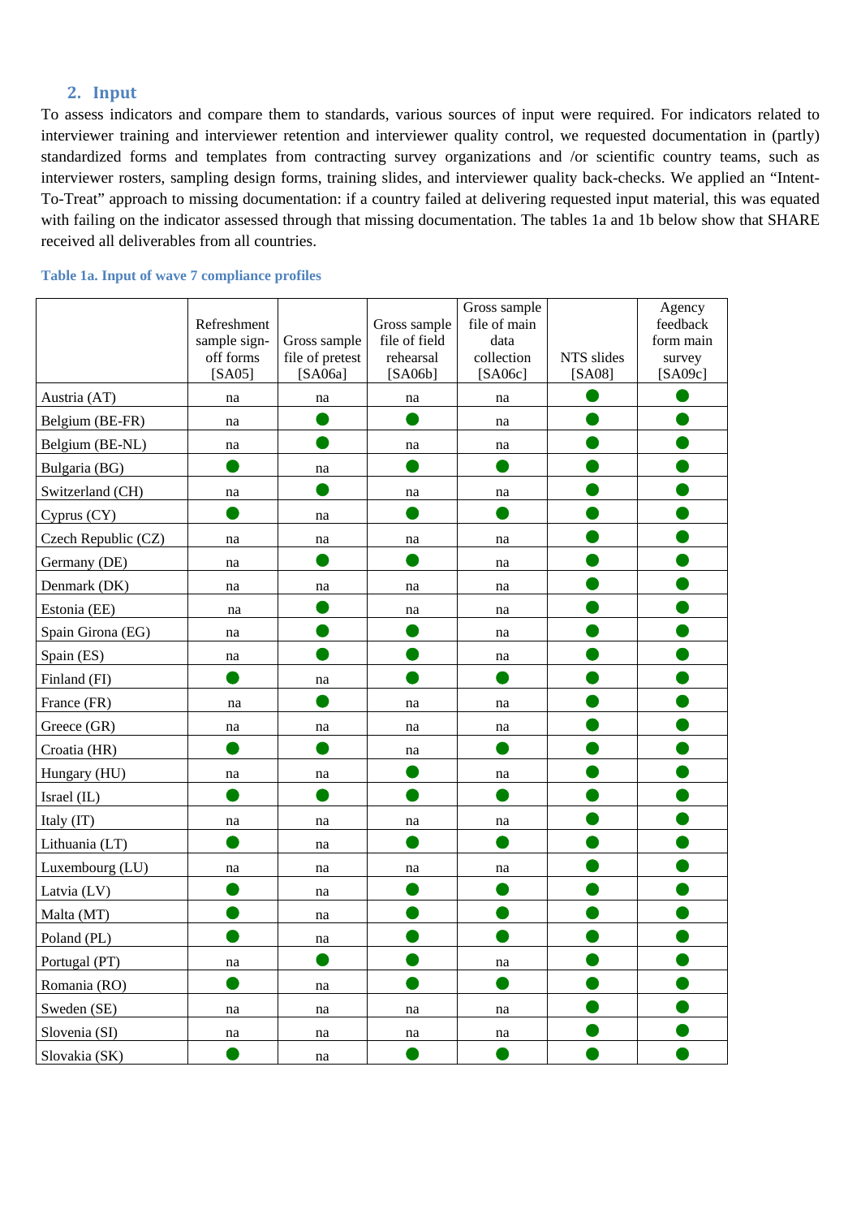## 2. Input

To assess indicators and compare them to standards, various sources of input were required. For indicators related to interviewer training and interviewer retention and interviewer quality control, we requested documentation in (partly) standardized forms and templates from contracting survey organizations and /or scientific country teams, such as interviewer rosters, sampling design forms, training slides, and interviewer quality back-checks. We applied an "Intent-To-Treat" approach to missing documentation: if a country failed at delivering requested input material, this was equated with failing on the indicator assessed through that missing documentation. The tables 1a and 1b below show that SHARE received all deliverables from all countries.

**Table 1a. Input of wave 7 compliance profiles**

| | Refreshment sample sign-off forms [SA05] | Gross sample file of pretest [SA06a] | Gross sample file of field rehearsal [SA06b] | Gross sample file of main data collection [SA06c] | NTS slides [SA08] | Agency feedback form main survey [SA09c] |
|---|---|---|---|---|---|---|
| Austria (AT) | na | na | na | na | ● | ● |
| Belgium (BE-FR) | na | ● | ● | na | ● | ● |
| Belgium (BE-NL) | na | ● | na | na | ● | ● |
| Bulgaria (BG) | ● | na | ● | ● | ● | ● |
| Switzerland (CH) | na | ● | na | na | ● | ● |
| Cyprus (CY) | ● | na | ● | ● | ● | ● |
| Czech Republic (CZ) | na | na | na | na | ● | ● |
| Germany (DE) | na | ● | ● | na | ● | ● |
| Denmark (DK) | na | na | na | na | ● | ● |
| Estonia (EE) | na | ● | na | na | ● | ● |
| Spain Girona (EG) | na | ● | ● | na | ● | ● |
| Spain (ES) | na | ● | ● | na | ● | ● |
| Finland (FI) | ● | na | ● | ● | ● | ● |
| France (FR) | na | ● | na | na | ● | ● |
| Greece (GR) | na | na | na | na | ● | ● |
| Croatia (HR) | ● | ● | na | ● | ● | ● |
| Hungary (HU) | na | na | ● | na | ● | ● |
| Israel (IL) | ● | ● | ● | ● | ● | ● |
| Italy (IT) | na | na | na | na | ● | ● |
| Lithuania (LT) | ● | na | ● | ● | ● | ● |
| Luxembourg (LU) | na | na | na | na | ● | ● |
| Latvia (LV) | ● | na | ● | ● | ● | ● |
| Malta (MT) | ● | na | ● | ● | ● | ● |
| Poland (PL) | ● | na | ● | ● | ● | ● |
| Portugal (PT) | na | ● | ● | na | ● | ● |
| Romania (RO) | ● | na | ● | ● | ● | ● |
| Sweden (SE) | na | na | na | na | ● | ● |
| Slovenia (SI) | na | na | na | na | ● | ● |
| Slovakia (SK) | ● | na | ● | ● | ● | ● |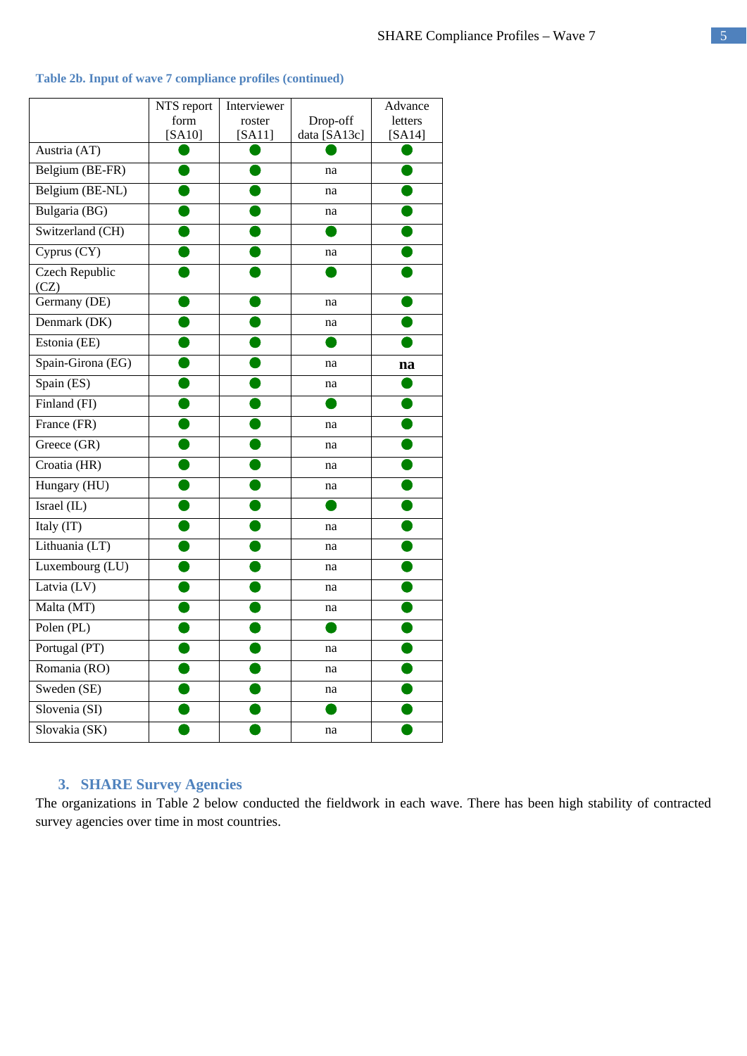**Table 2b. Input of wave 7 compliance profiles (continued)**

| | NTS report form [SA10] | Interviewer roster [SA11] | Drop-off data [SA13c] | Advance letters [SA14] |
|---|---|---|---|---|
| Austria (AT) | ● | ● | ● | ● |
| Belgium (BE-FR) | ● | ● | na | ● |
| Belgium (BE-NL) | ● | ● | na | ● |
| Bulgaria (BG) | ● | ● | na | ● |
| Switzerland (CH) | ● | ● | ● | ● |
| Cyprus (CY) | ● | ● | na | ● |
| Czech Republic (CZ) | ● | ● | ● | ● |
| Germany (DE) | ● | ● | na | ● |
| Denmark (DK) | ● | ● | na | ● |
| Estonia (EE) | ● | ● | ● | ● |
| Spain-Girona (EG) | ● | ● | na | **na** |
| Spain (ES) | ● | ● | na | ● |
| Finland (FI) | ● | ● | ● | ● |
| France (FR) | ● | ● | na | ● |
| Greece (GR) | ● | ● | na | ● |
| Croatia (HR) | ● | ● | na | ● |
| Hungary (HU) | ● | ● | na | ● |
| Israel (IL) | ● | ● | ● | ● |
| Italy (IT) | ● | ● | na | ● |
| Lithuania (LT) | ● | ● | na | ● |
| Luxembourg (LU) | ● | ● | na | ● |
| Latvia (LV) | ● | ● | na | ● |
| Malta (MT) | ● | ● | na | ● |
| Polen (PL) | ● | ● | ● | ● |
| Portugal (PT) | ● | ● | na | ● |
| Romania (RO) | ● | ● | na | ● |
| Sweden (SE) | ● | ● | na | ● |
| Slovenia (SI) | ● | ● | ● | ● |
| Slovakia (SK) | ● | ● | na | ● |

## 3. SHARE Survey Agencies

The organizations in Table 2 below conducted the fieldwork in each wave. There has been high stability of contracted survey agencies over time in most countries.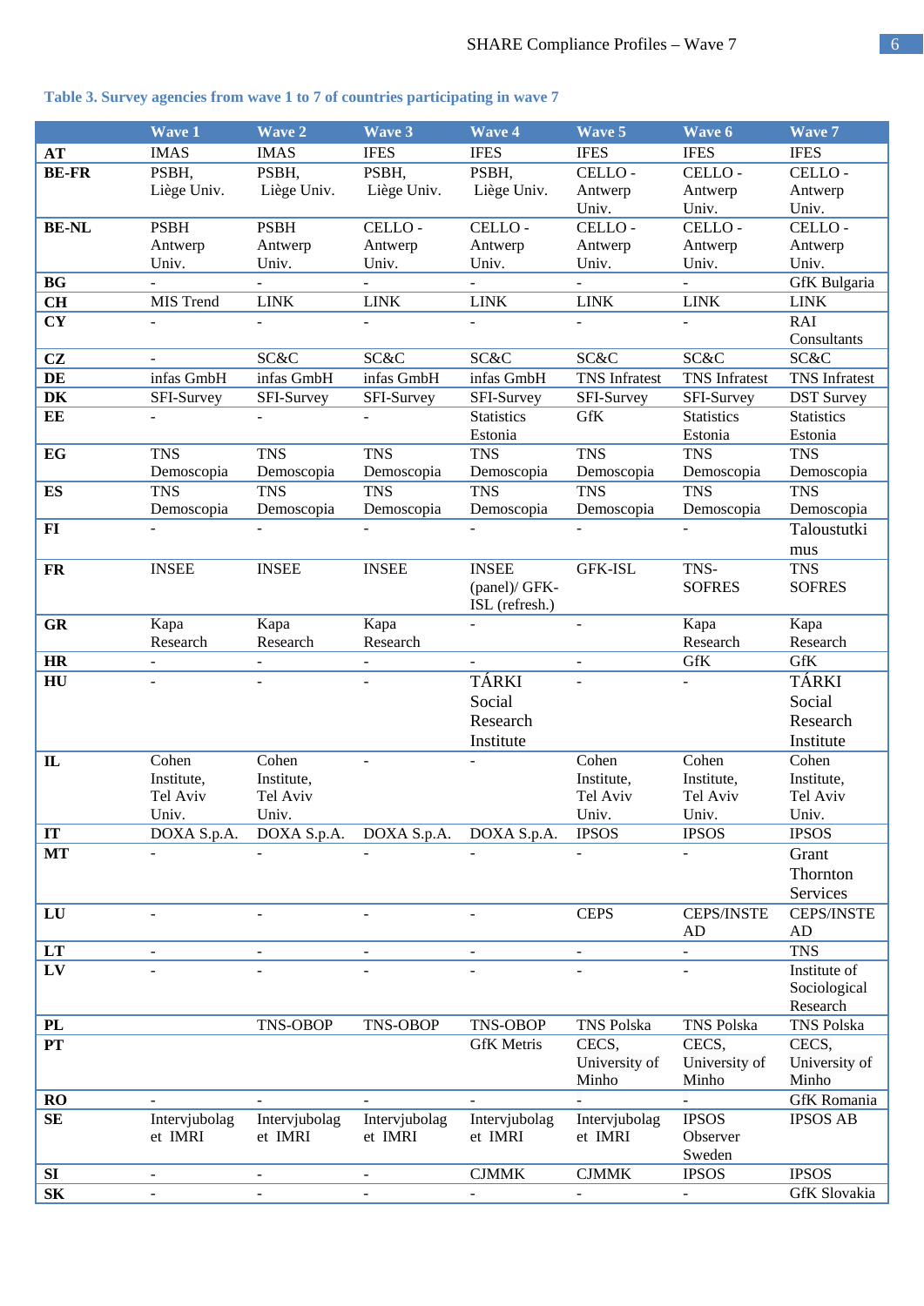**Table 3. Survey agencies from wave 1 to 7 of countries participating in wave 7**

| | Wave 1 | Wave 2 | Wave 3 | Wave 4 | Wave 5 | Wave 6 | Wave 7 |
|---|---|---|---|---|---|---|---|
| **AT** | IMAS | IMAS | IFES | IFES | IFES | IFES | IFES |
| **BE-FR** | PSBH, Liège Univ. | PSBH, Liège Univ. | PSBH, Liège Univ. | PSBH, Liège Univ. | CELLO - Antwerp Univ. | CELLO - Antwerp Univ. | CELLO - Antwerp Univ. |
| **BE-NL** | PSBH Antwerp Univ. | PSBH Antwerp Univ. | CELLO - Antwerp Univ. | CELLO - Antwerp Univ. | CELLO - Antwerp Univ. | CELLO - Antwerp Univ. | CELLO - Antwerp Univ. |
| **BG** | - | - | - | - | - | - | GfK Bulgaria |
| **CH** | MIS Trend | LINK | LINK | LINK | LINK | LINK | LINK |
| **CY** | - | - | - | - | - | - | RAI Consultants |
| **CZ** | - | SC&C | SC&C | SC&C | SC&C | SC&C | SC&C |
| **DE** | infas GmbH | infas GmbH | infas GmbH | infas GmbH | TNS Infratest | TNS Infratest | TNS Infratest |
| **DK** | SFI-Survey | SFI-Survey | SFI-Survey | SFI-Survey | SFI-Survey | SFI-Survey | DST Survey |
| **EE** | - | - | - | Statistics Estonia | GfK | Statistics Estonia | Statistics Estonia |
| **EG** | TNS Demoscopia | TNS Demoscopia | TNS Demoscopia | TNS Demoscopia | TNS Demoscopia | TNS Demoscopia | TNS Demoscopia |
| **ES** | TNS Demoscopia | TNS Demoscopia | TNS Demoscopia | TNS Demoscopia | TNS Demoscopia | TNS Demoscopia | TNS Demoscopia |
| **FI** | - | - | - | - | - | - | Taloustutkimus |
| **FR** | INSEE | INSEE | INSEE | INSEE (panel)/ GFK-ISL (refresh.) | GFK-ISL | TNS-SOFRES | TNS SOFRES |
| **GR** | Kapa Research | Kapa Research | Kapa Research | - | - | Kapa Research | Kapa Research |
| **HR** | - | - | - | - | - | GfK | GfK |
| **HU** | - | - | - | TÁRKI Social Research Institute | - | - | TÁRKI Social Research Institute |
| **IL** | Cohen Institute, Tel Aviv Univ. | Cohen Institute, Tel Aviv Univ. | - | - | Cohen Institute, Tel Aviv Univ. | Cohen Institute, Tel Aviv Univ. | Cohen Institute, Tel Aviv Univ. |
| **IT** | DOXA S.p.A. | DOXA S.p.A. | DOXA S.p.A. | DOXA S.p.A. | IPSOS | IPSOS | IPSOS |
| **MT** | - | - | - | - | - | - | Grant Thornton Services |
| **LU** | - | - | - | - | CEPS | CEPS/INSTEAD | CEPS/INSTEAD |
| **LT** | - | - | - | - | - | - | TNS |
| **LV** | - | - | - | - | - | - | Institute of Sociological Research |
| **PL** | | TNS-OBOP | TNS-OBOP | TNS-OBOP | TNS Polska | TNS Polska | TNS Polska |
| **PT** | | | | GfK Metris | CECS, University of Minho | CECS, University of Minho | CECS, University of Minho |
| **RO** | - | - | - | - | - | - | GfK Romania |
| **SE** | Intervjubolag et IMRI | Intervjubolag et IMRI | Intervjubolag et IMRI | Intervjubolag et IMRI | Intervjubolag et IMRI | IPSOS Observer Sweden | IPSOS AB |
| **SI** | - | - | - | CJMMK | CJMMK | IPSOS | IPSOS |
| **SK** | - | - | - | - | - | - | GfK Slovakia |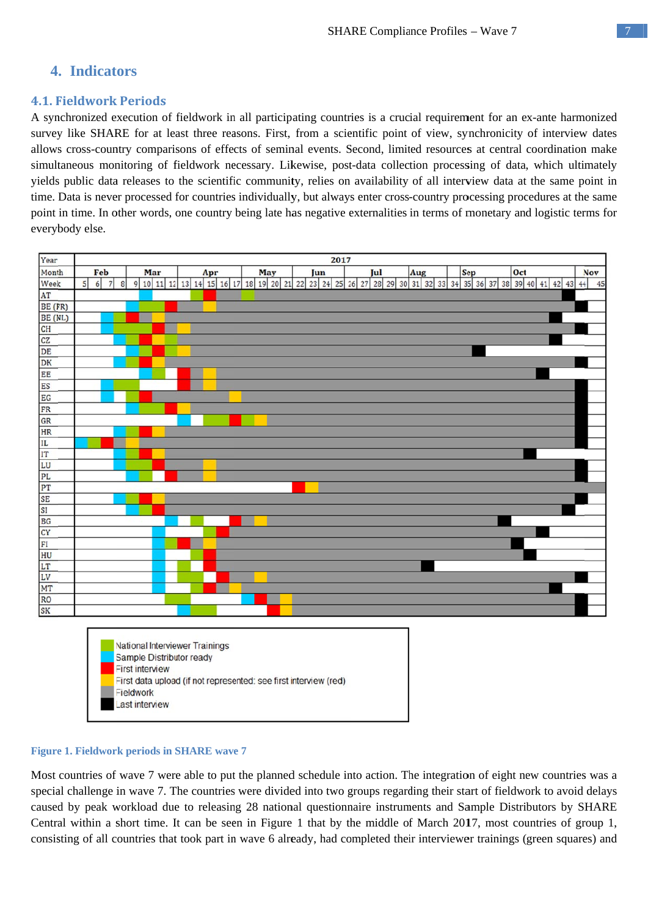# 4. Indicators

## 4.1. Fieldwork Periods

A synchronized execution of fieldwork in all participating countries is a crucial requirement for an ex-ante harmonized survey like SHARE for at least three reasons. First, from a scientific point of view, synchronicity of interview dates allows cross-country comparisons of effects of seminal events. Second, limited resources at central coordination make simultaneous monitoring of fieldwork necessary. Likewise, post-data collection processing of data, which ultimately yields public data releases to the scientific community, relies on availability of all interview data at the same point in time. Data is never processed for countries individually, but always enter cross-country processing procedures at the same point in time. In other words, one country being late has negative externalities in terms of monetary and logistic terms for everybody else.

**Figure 1. Fieldwork periods in SHARE wave 7**

Most countries of wave 7 were able to put the planned schedule into action. The integration of eight new countries was a special challenge in wave 7. The countries were divided into two groups regarding their start of fieldwork to avoid delays caused by peak workload due to releasing 28 national questionnaire instruments and Sample Distributors by SHARE Central within a short time. It can be seen in Figure 1 that by the middle of March 2017, most countries of group 1, consisting of all countries that took part in wave 6 already, had completed their interviewer trainings (green squares) and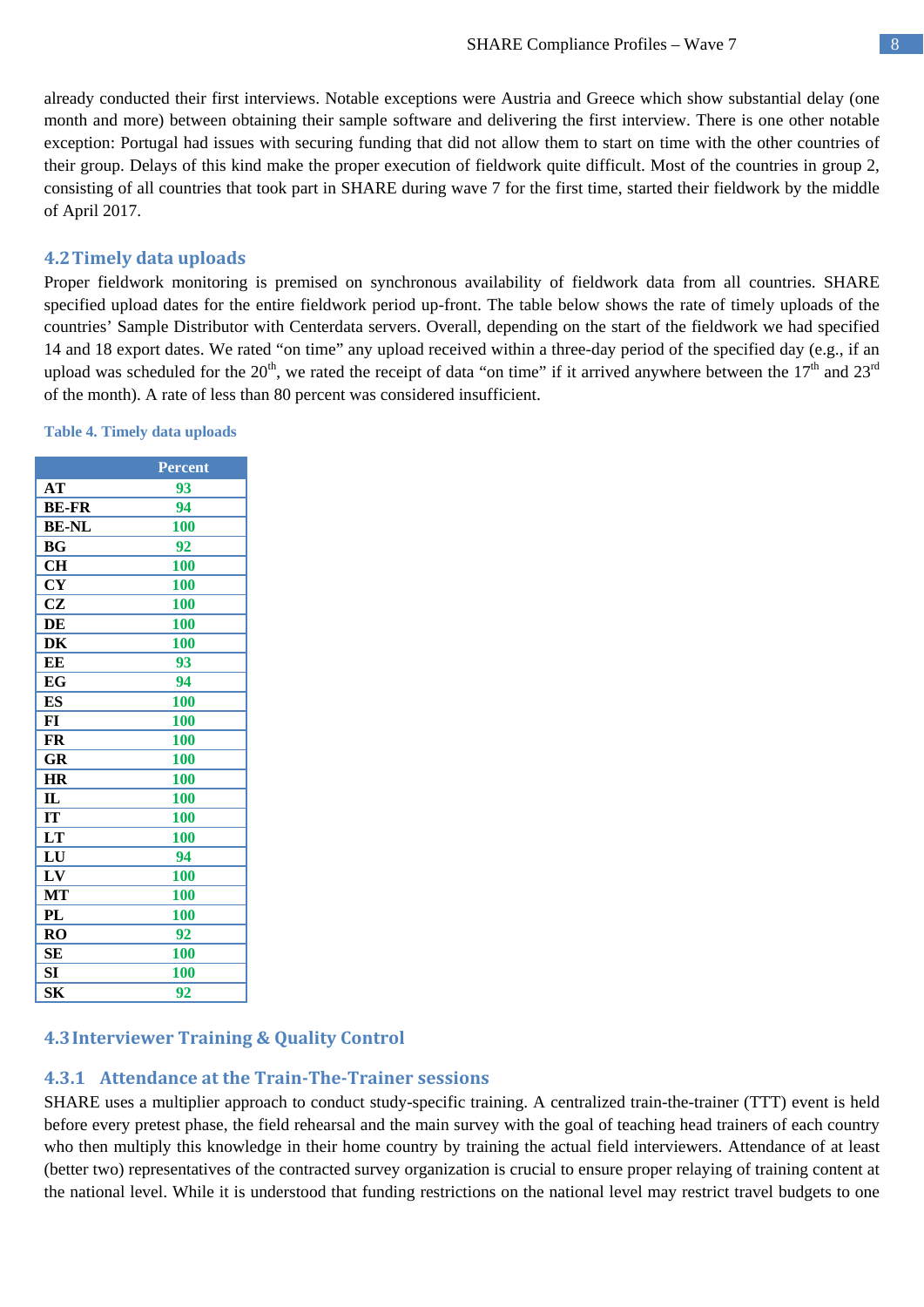already conducted their first interviews. Notable exceptions were Austria and Greece which show substantial delay (one month and more) between obtaining their sample software and delivering the first interview. There is one other notable exception: Portugal had issues with securing funding that did not allow them to start on time with the other countries of their group. Delays of this kind make the proper execution of fieldwork quite difficult. Most of the countries in group 2, consisting of all countries that took part in SHARE during wave 7 for the first time, started their fieldwork by the middle of April 2017.

## 4.2 Timely data uploads

Proper fieldwork monitoring is premised on synchronous availability of fieldwork data from all countries. SHARE specified upload dates for the entire fieldwork period up-front. The table below shows the rate of timely uploads of the countries' Sample Distributor with Centerdata servers. Overall, depending on the start of the fieldwork we had specified 14 and 18 export dates. We rated "on time" any upload received within a three-day period of the specified day (e.g., if an upload was scheduled for the 20th, we rated the receipt of data "on time" if it arrived anywhere between the 17th and 23rd of the month). A rate of less than 80 percent was considered insufficient.

**Table 4. Timely data uploads**

| | Percent |
|---|---|
| **AT** | 93 |
| **BE-FR** | 94 |
| **BE-NL** | 100 |
| **BG** | 92 |
| **CH** | 100 |
| **CY** | 100 |
| **CZ** | 100 |
| **DE** | 100 |
| **DK** | 100 |
| **EE** | 93 |
| **EG** | 94 |
| **ES** | 100 |
| **FI** | 100 |
| **FR** | 100 |
| **GR** | 100 |
| **HR** | 100 |
| **IL** | 100 |
| **IT** | 100 |
| **LT** | 100 |
| **LU** | 94 |
| **LV** | 100 |
| **MT** | 100 |
| **PL** | 100 |
| **RO** | 92 |
| **SE** | 100 |
| **SI** | 100 |
| **SK** | 92 |

## 4.3 Interviewer Training & Quality Control

### 4.3.1 Attendance at the Train-The-Trainer sessions

SHARE uses a multiplier approach to conduct study-specific training. A centralized train-the-trainer (TTT) event is held before every pretest phase, the field rehearsal and the main survey with the goal of teaching head trainers of each country who then multiply this knowledge in their home country by training the actual field interviewers. Attendance of at least (better two) representatives of the contracted survey organization is crucial to ensure proper relaying of training content at the national level. While it is understood that funding restrictions on the national level may restrict travel budgets to one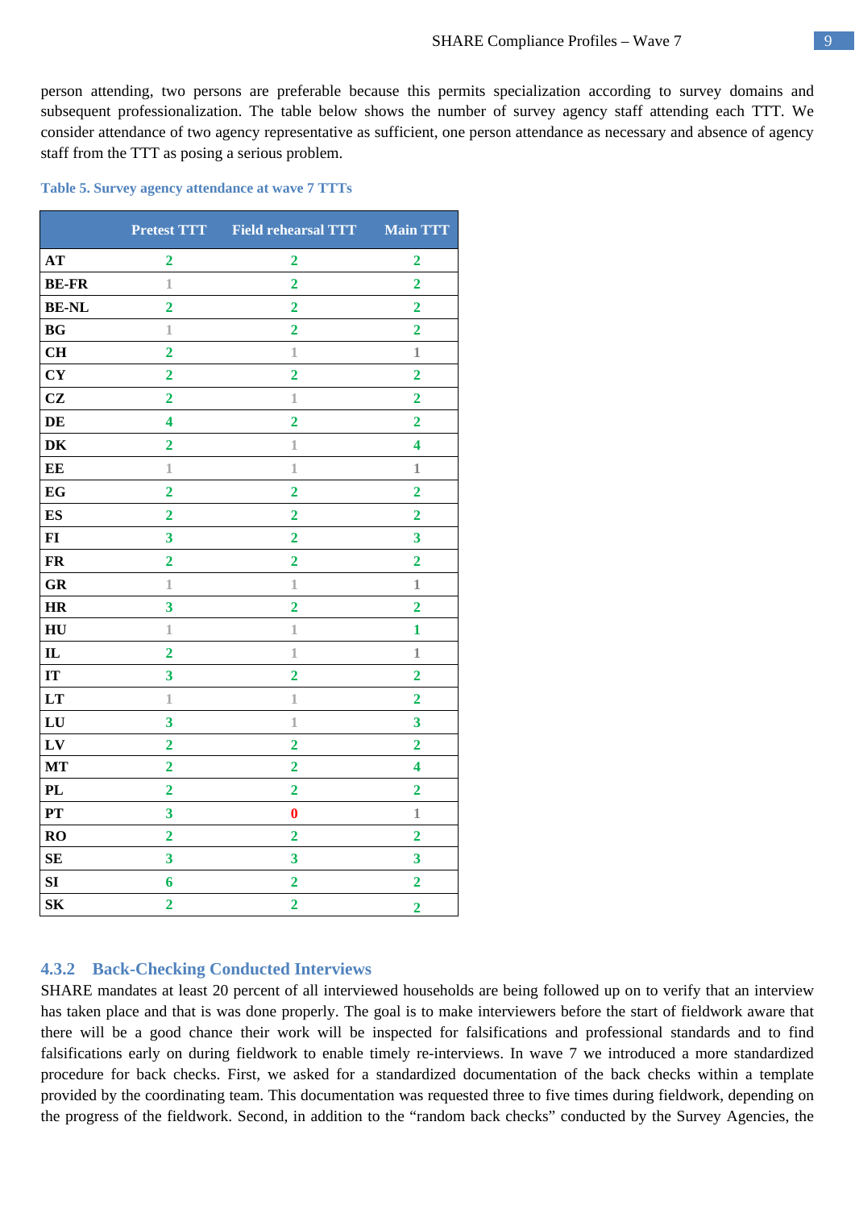person attending, two persons are preferable because this permits specialization according to survey domains and subsequent professionalization. The table below shows the number of survey agency staff attending each TTT. We consider attendance of two agency representative as sufficient, one person attendance as necessary and absence of agency staff from the TTT as posing a serious problem.

**Table 5. Survey agency attendance at wave 7 TTTs**

| | Pretest TTT | Field rehearsal TTT | Main TTT |
|---|---|---|---|
| AT | 2 | 2 | 2 |
| BE-FR | 1 | 2 | 2 |
| BE-NL | 2 | 2 | 2 |
| BG | 1 | 2 | 2 |
| CH | 2 | 1 | 1 |
| CY | 2 | 2 | 2 |
| CZ | 2 | 1 | 2 |
| DE | 4 | 2 | 2 |
| DK | 2 | 1 | 4 |
| EE | 1 | 1 | 1 |
| EG | 2 | 2 | 2 |
| ES | 2 | 2 | 2 |
| FI | 3 | 2 | 3 |
| FR | 2 | 2 | 2 |
| GR | 1 | 1 | 1 |
| HR | 3 | 2 | 2 |
| HU | 1 | 1 | 1 |
| IL | 2 | 1 | 1 |
| IT | 3 | 2 | 2 |
| LT | 1 | 1 | 2 |
| LU | 3 | 1 | 3 |
| LV | 2 | 2 | 2 |
| MT | 2 | 2 | 4 |
| PL | 2 | 2 | 2 |
| PT | 3 | 0 | 1 |
| RO | 2 | 2 | 2 |
| SE | 3 | 3 | 3 |
| SI | 6 | 2 | 2 |
| SK | 2 | 2 | 2 |

### 4.3.2 Back-Checking Conducted Interviews

SHARE mandates at least 20 percent of all interviewed households are being followed up on to verify that an interview has taken place and that is was done properly. The goal is to make interviewers before the start of fieldwork aware that there will be a good chance their work will be inspected for falsifications and professional standards and to find falsifications early on during fieldwork to enable timely re-interviews. In wave 7 we introduced a more standardized procedure for back checks. First, we asked for a standardized documentation of the back checks within a template provided by the coordinating team. This documentation was requested three to five times during fieldwork, depending on the progress of the fieldwork. Second, in addition to the "random back checks" conducted by the Survey Agencies, the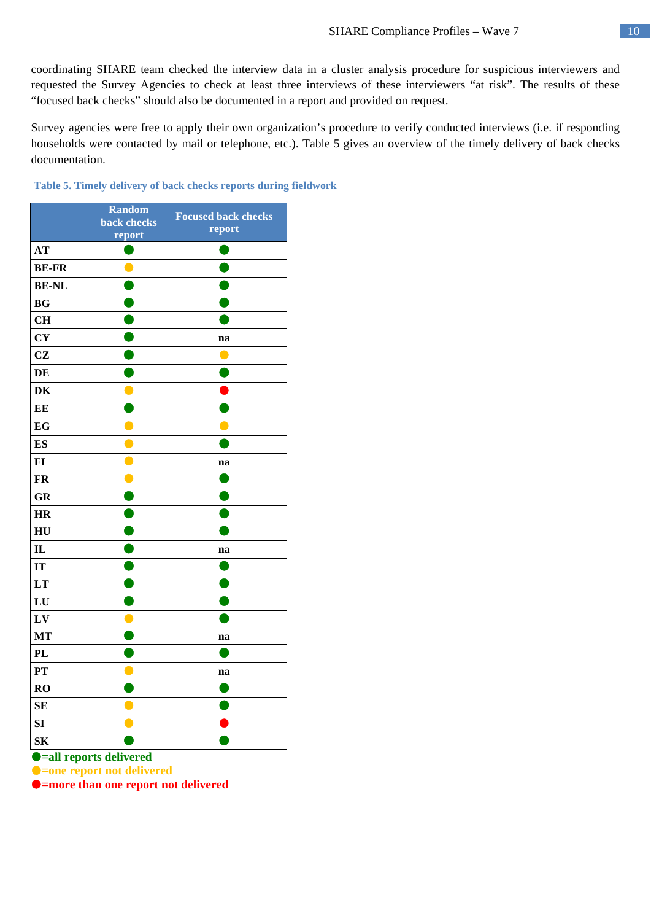coordinating SHARE team checked the interview data in a cluster analysis procedure for suspicious interviewers and requested the Survey Agencies to check at least three interviews of these interviewers “at risk”. The results of these “focused back checks” should also be documented in a report and provided on request.

Survey agencies were free to apply their own organization’s procedure to verify conducted interviews (i.e. if responding households were contacted by mail or telephone, etc.). Table 5 gives an overview of the timely delivery of back checks documentation.

**Table 5. Timely delivery of back checks reports during fieldwork**

| | Random back checks report | Focused back checks report |
|---|---|---|
| **AT** | 🟢 | 🟢 |
| **BE-FR** | 🟡 | 🟢 |
| **BE-NL** | 🟢 | 🟢 |
| **BG** | 🟢 | 🟢 |
| **CH** | 🟢 | 🟢 |
| **CY** | 🟢 | na |
| **CZ** | 🟢 | 🟡 |
| **DE** | 🟢 | 🟢 |
| **DK** | 🟡 | 🔴 |
| **EE** | 🟢 | 🟢 |
| **EG** | 🟡 | 🟡 |
| **ES** | 🟡 | 🟢 |
| **FI** | 🟡 | na |
| **FR** | 🟡 | 🟢 |
| **GR** | 🟢 | 🟢 |
| **HR** | 🟢 | 🟢 |
| **HU** | 🟢 | 🟢 |
| **IL** | 🟢 | na |
| **IT** | 🟢 | 🟢 |
| **LT** | 🟢 | 🟢 |
| **LU** | 🟢 | 🟢 |
| **LV** | 🟡 | 🟢 |
| **MT** | 🟢 | na |
| **PL** | 🟢 | 🟢 |
| **PT** | 🟡 | na |
| **RO** | 🟢 | 🟢 |
| **SE** | 🟡 | 🟢 |
| **SI** | 🟡 | 🔴 |
| **SK** | 🟢 | 🟢 |

🟢=all reports delivered
🟡=one report not delivered
🔴=more than one report not delivered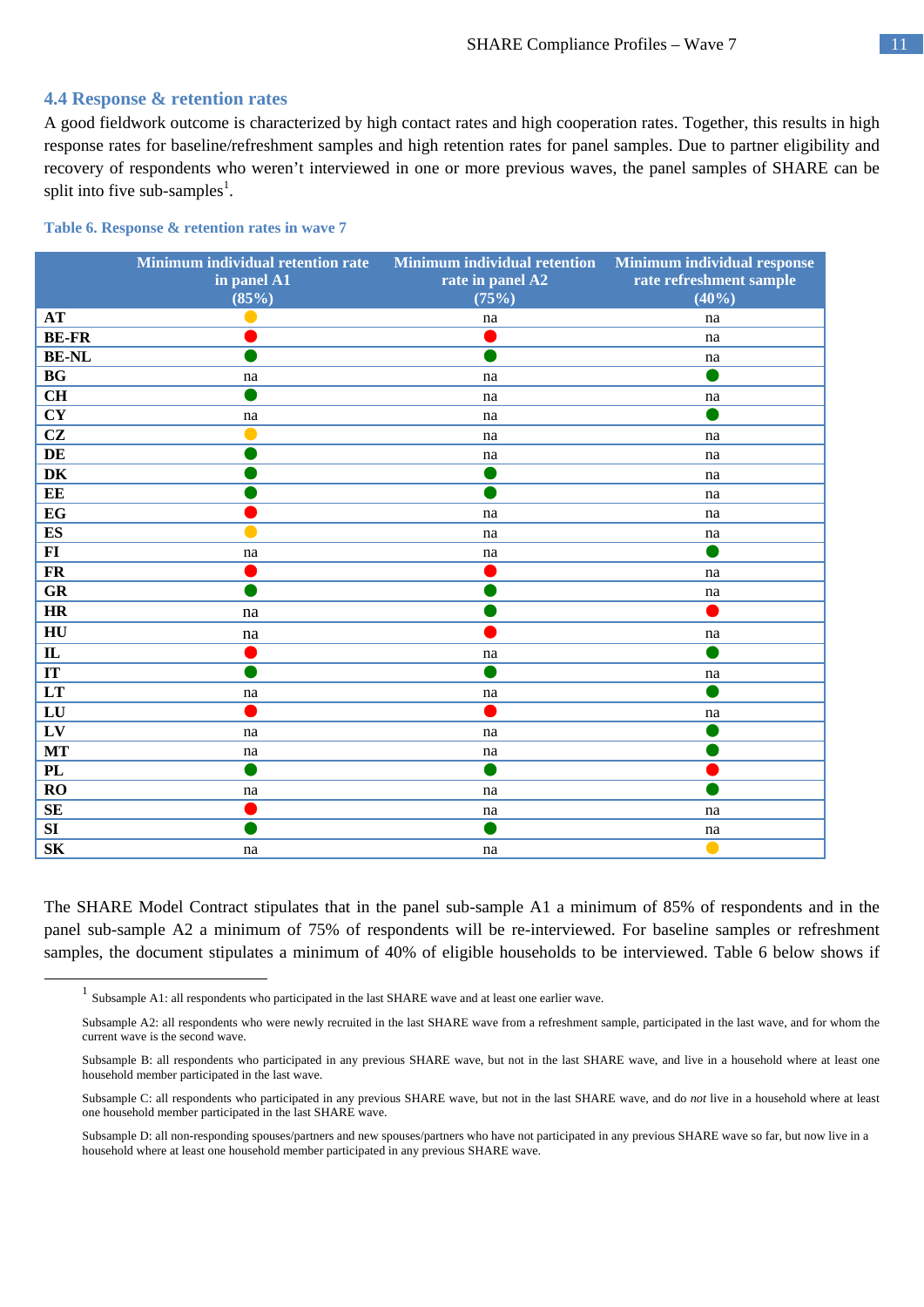## 4.4 Response & retention rates

A good fieldwork outcome is characterized by high contact rates and high cooperation rates. Together, this results in high response rates for baseline/refreshment samples and high retention rates for panel samples. Due to partner eligibility and recovery of respondents who weren't interviewed in one or more previous waves, the panel samples of SHARE can be split into five sub-samples[1].

**Table 6. Response & retention rates in wave 7**

| | Minimum individual retention rate in panel A1 (85%) | Minimum individual retention rate in panel A2 (75%) | Minimum individual response rate refreshment sample (40%) |
|---|---|---|---|
| **AT** | yellow | na | na |
| **BE-FR** | red | red | na |
| **BE-NL** | green | green | na |
| **BG** | na | na | green |
| **CH** | green | na | na |
| **CY** | na | na | green |
| **CZ** | yellow | na | na |
| **DE** | green | na | na |
| **DK** | green | green | na |
| **EE** | green | green | na |
| **EG** | red | na | na |
| **ES** | yellow | na | na |
| **FI** | na | na | green |
| **FR** | red | red | na |
| **GR** | green | green | na |
| **HR** | na | green | red |
| **HU** | na | red | na |
| **IL** | red | na | green |
| **IT** | green | green | na |
| **LT** | na | na | green |
| **LU** | red | red | na |
| **LV** | na | na | green |
| **MT** | na | na | green |
| **PL** | green | green | red |
| **RO** | na | na | green |
| **SE** | red | na | na |
| **SI** | green | green | na |
| **SK** | na | na | yellow |

The SHARE Model Contract stipulates that in the panel sub-sample A1 a minimum of 85% of respondents and in the panel sub-sample A2 a minimum of 75% of respondents will be re-interviewed. For baseline samples or refreshment samples, the document stipulates a minimum of 40% of eligible households to be interviewed. Table 6 below shows if

---

[1] Subsample A1: all respondents who participated in the last SHARE wave and at least one earlier wave.

Subsample A2: all respondents who were newly recruited in the last SHARE wave from a refreshment sample, participated in the last wave, and for whom the current wave is the second wave.

Subsample B: all respondents who participated in any previous SHARE wave, but not in the last SHARE wave, and live in a household where at least one household member participated in the last wave.

Subsample C: all respondents who participated in any previous SHARE wave, but not in the last SHARE wave, and do *not* live in a household where at least one household member participated in the last SHARE wave.

Subsample D: all non-responding spouses/partners and new spouses/partners who have not participated in any previous SHARE wave so far, but now live in a household where at least one household member participated in any previous SHARE wave.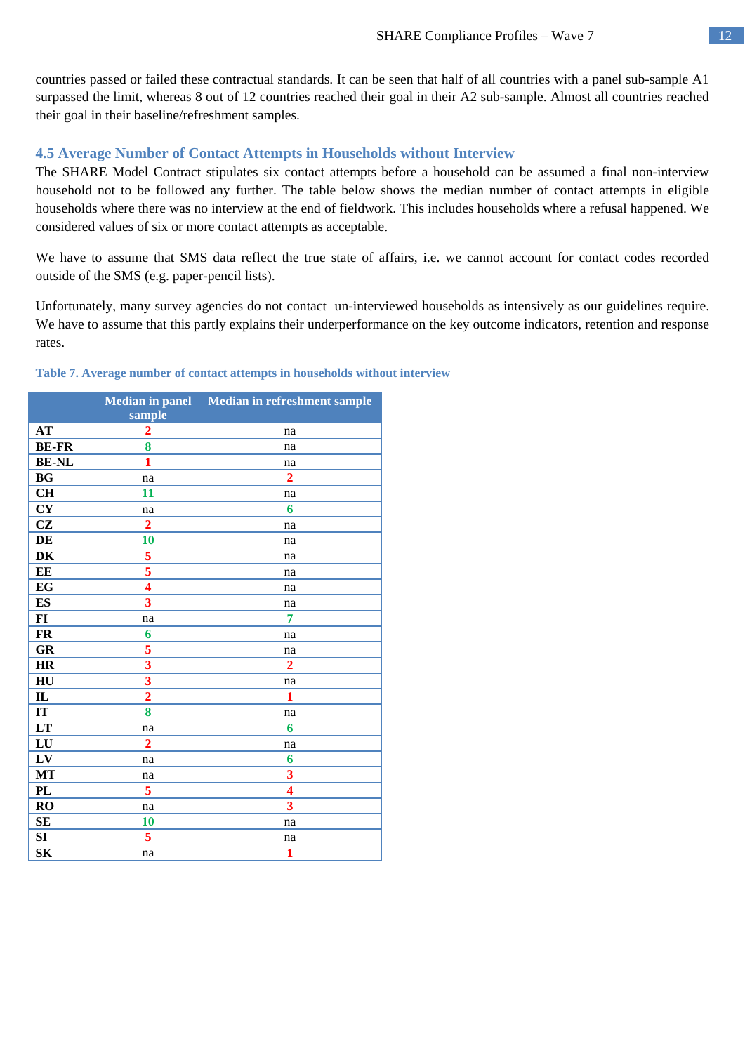countries passed or failed these contractual standards. It can be seen that half of all countries with a panel sub-sample A1 surpassed the limit, whereas 8 out of 12 countries reached their goal in their A2 sub-sample. Almost all countries reached their goal in their baseline/refreshment samples.

### 4.5 Average Number of Contact Attempts in Households without Interview

The SHARE Model Contract stipulates six contact attempts before a household can be assumed a final non-interview household not to be followed any further. The table below shows the median number of contact attempts in eligible households where there was no interview at the end of fieldwork. This includes households where a refusal happened. We considered values of six or more contact attempts as acceptable.

We have to assume that SMS data reflect the true state of affairs, i.e. we cannot account for contact codes recorded outside of the SMS (e.g. paper-pencil lists).

Unfortunately, many survey agencies do not contact un-interviewed households as intensively as our guidelines require. We have to assume that this partly explains their underperformance on the key outcome indicators, retention and response rates.

**Table 7. Average number of contact attempts in households without interview**

| | Median in panel sample | Median in refreshment sample |
|---|---|---|
| **AT** | 2 | na |
| **BE-FR** | 8 | na |
| **BE-NL** | 1 | na |
| **BG** | na | 2 |
| **CH** | 11 | na |
| **CY** | na | 6 |
| **CZ** | 2 | na |
| **DE** | 10 | na |
| **DK** | 5 | na |
| **EE** | 5 | na |
| **EG** | 4 | na |
| **ES** | 3 | na |
| **FI** | na | 7 |
| **FR** | 6 | na |
| **GR** | 5 | na |
| **HR** | 3 | 2 |
| **HU** | 3 | na |
| **IL** | 2 | 1 |
| **IT** | 8 | na |
| **LT** | na | 6 |
| **LU** | 2 | na |
| **LV** | na | 6 |
| **MT** | na | 3 |
| **PL** | 5 | 4 |
| **RO** | na | 3 |
| **SE** | 10 | na |
| **SI** | 5 | na |
| **SK** | na | 1 |